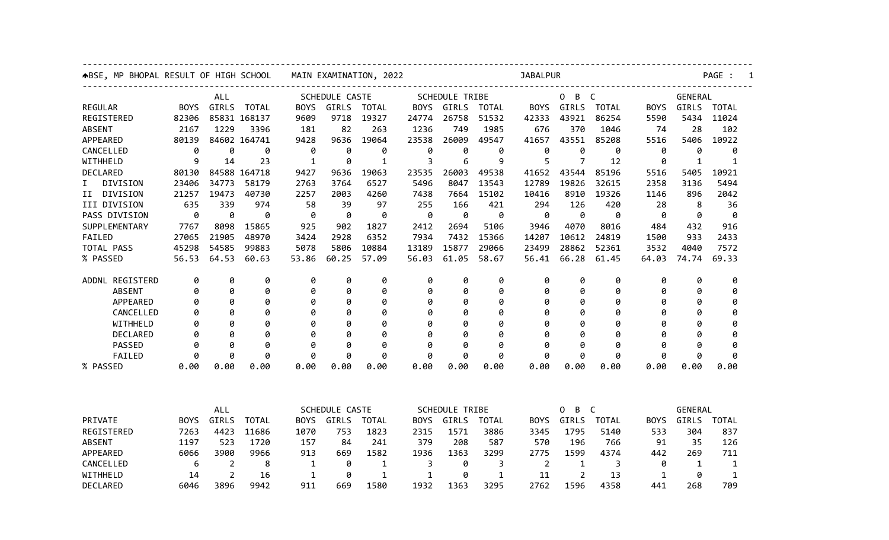BSE, MP BHOPAL RESULT OF HIGH SCHOOL MAIN EXAMINATION, 2022 JABALPUR

| | ALL | | | SCHEDULE CASTE | | | SCHEDULE TRIBE | | | O B C | | | GENERAL | | |
|---|---|---|---|---|---|---|---|---|---|---|---|---|---|---|---|
| REGULAR | BOYS | GIRLS | TOTAL | BOYS | GIRLS | TOTAL | BOYS | GIRLS | TOTAL | BOYS | GIRLS | TOTAL | BOYS | GIRLS | TOTAL |
| REGISTERED | 82306 | 85831 | 168137 | 9609 | 9718 | 19327 | 24774 | 26758 | 51532 | 42333 | 43921 | 86254 | 5590 | 5434 | 11024 |
| ABSENT | 2167 | 1229 | 3396 | 181 | 82 | 263 | 1236 | 749 | 1985 | 676 | 370 | 1046 | 74 | 28 | 102 |
| APPEARED | 80139 | 84602 | 164741 | 9428 | 9636 | 19064 | 23538 | 26009 | 49547 | 41657 | 43551 | 85208 | 5516 | 5406 | 10922 |
| CANCELLED | 0 | 0 | 0 | 0 | 0 | 0 | 0 | 0 | 0 | 0 | 0 | 0 | 0 | 0 | 0 |
| WITHHELD | 9 | 14 | 23 | 1 | 0 | 1 | 3 | 6 | 9 | 5 | 7 | 12 | 0 | 1 | 1 |
| DECLARED | 80130 | 84588 | 164718 | 9427 | 9636 | 19063 | 23535 | 26003 | 49538 | 41652 | 43544 | 85196 | 5516 | 5405 | 10921 |
| I DIVISION | 23406 | 34773 | 58179 | 2763 | 3764 | 6527 | 5496 | 8047 | 13543 | 12789 | 19826 | 32615 | 2358 | 3136 | 5494 |
| II DIVISION | 21257 | 19473 | 40730 | 2257 | 2003 | 4260 | 7438 | 7664 | 15102 | 10416 | 8910 | 19326 | 1146 | 896 | 2042 |
| III DIVISION | 635 | 339 | 974 | 58 | 39 | 97 | 255 | 166 | 421 | 294 | 126 | 420 | 28 | 8 | 36 |
| PASS DIVISION | 0 | 0 | 0 | 0 | 0 | 0 | 0 | 0 | 0 | 0 | 0 | 0 | 0 | 0 | 0 |
| SUPPLEMENTARY | 7767 | 8098 | 15865 | 925 | 902 | 1827 | 2412 | 2694 | 5106 | 3946 | 4070 | 8016 | 484 | 432 | 916 |
| FAILED | 27065 | 21905 | 48970 | 3424 | 2928 | 6352 | 7934 | 7432 | 15366 | 14207 | 10612 | 24819 | 1500 | 933 | 2433 |
| TOTAL PASS | 45298 | 54585 | 99883 | 5078 | 5806 | 10884 | 13189 | 15877 | 29066 | 23499 | 28862 | 52361 | 3532 | 4040 | 7572 |
| % PASSED | 56.53 | 64.53 | 60.63 | 53.86 | 60.25 | 57.09 | 56.03 | 61.05 | 58.67 | 56.41 | 66.28 | 61.45 | 64.03 | 74.74 | 69.33 |
| ADDNL REGISTERD | 0 | 0 | 0 | 0 | 0 | 0 | 0 | 0 | 0 | 0 | 0 | 0 | 0 | 0 | 0 |
| ABSENT | 0 | 0 | 0 | 0 | 0 | 0 | 0 | 0 | 0 | 0 | 0 | 0 | 0 | 0 | 0 |
| APPEARED | 0 | 0 | 0 | 0 | 0 | 0 | 0 | 0 | 0 | 0 | 0 | 0 | 0 | 0 | 0 |
| CANCELLED | 0 | 0 | 0 | 0 | 0 | 0 | 0 | 0 | 0 | 0 | 0 | 0 | 0 | 0 | 0 |
| WITHHELD | 0 | 0 | 0 | 0 | 0 | 0 | 0 | 0 | 0 | 0 | 0 | 0 | 0 | 0 | 0 |
| DECLARED | 0 | 0 | 0 | 0 | 0 | 0 | 0 | 0 | 0 | 0 | 0 | 0 | 0 | 0 | 0 |
| PASSED | 0 | 0 | 0 | 0 | 0 | 0 | 0 | 0 | 0 | 0 | 0 | 0 | 0 | 0 | 0 |
| FAILED | 0 | 0 | 0 | 0 | 0 | 0 | 0 | 0 | 0 | 0 | 0 | 0 | 0 | 0 | 0 |
| % PASSED | 0.00 | 0.00 | 0.00 | 0.00 | 0.00 | 0.00 | 0.00 | 0.00 | 0.00 | 0.00 | 0.00 | 0.00 | 0.00 | 0.00 | 0.00 |

| | ALL | | | SCHEDULE CASTE | | | SCHEDULE TRIBE | | | O B C | | | GENERAL | | |
|---|---|---|---|---|---|---|---|---|---|---|---|---|---|---|---|
| PRIVATE | BOYS | GIRLS | TOTAL | BOYS | GIRLS | TOTAL | BOYS | GIRLS | TOTAL | BOYS | GIRLS | TOTAL | BOYS | GIRLS | TOTAL |
| REGISTERED | 7263 | 4423 | 11686 | 1070 | 753 | 1823 | 2315 | 1571 | 3886 | 3345 | 1795 | 5140 | 533 | 304 | 837 |
| ABSENT | 1197 | 523 | 1720 | 157 | 84 | 241 | 379 | 208 | 587 | 570 | 196 | 766 | 91 | 35 | 126 |
| APPEARED | 6066 | 3900 | 9966 | 913 | 669 | 1582 | 1936 | 1363 | 3299 | 2775 | 1599 | 4374 | 442 | 269 | 711 |
| CANCELLED | 6 | 2 | 8 | 1 | 0 | 1 | 3 | 0 | 3 | 2 | 1 | 3 | 0 | 1 | 1 |
| WITHHELD | 14 | 2 | 16 | 1 | 0 | 1 | 1 | 0 | 1 | 11 | 2 | 13 | 1 | 0 | 1 |
| DECLARED | 6046 | 3896 | 9942 | 911 | 669 | 1580 | 1932 | 1363 | 3295 | 2762 | 1596 | 4358 | 441 | 268 | 709 |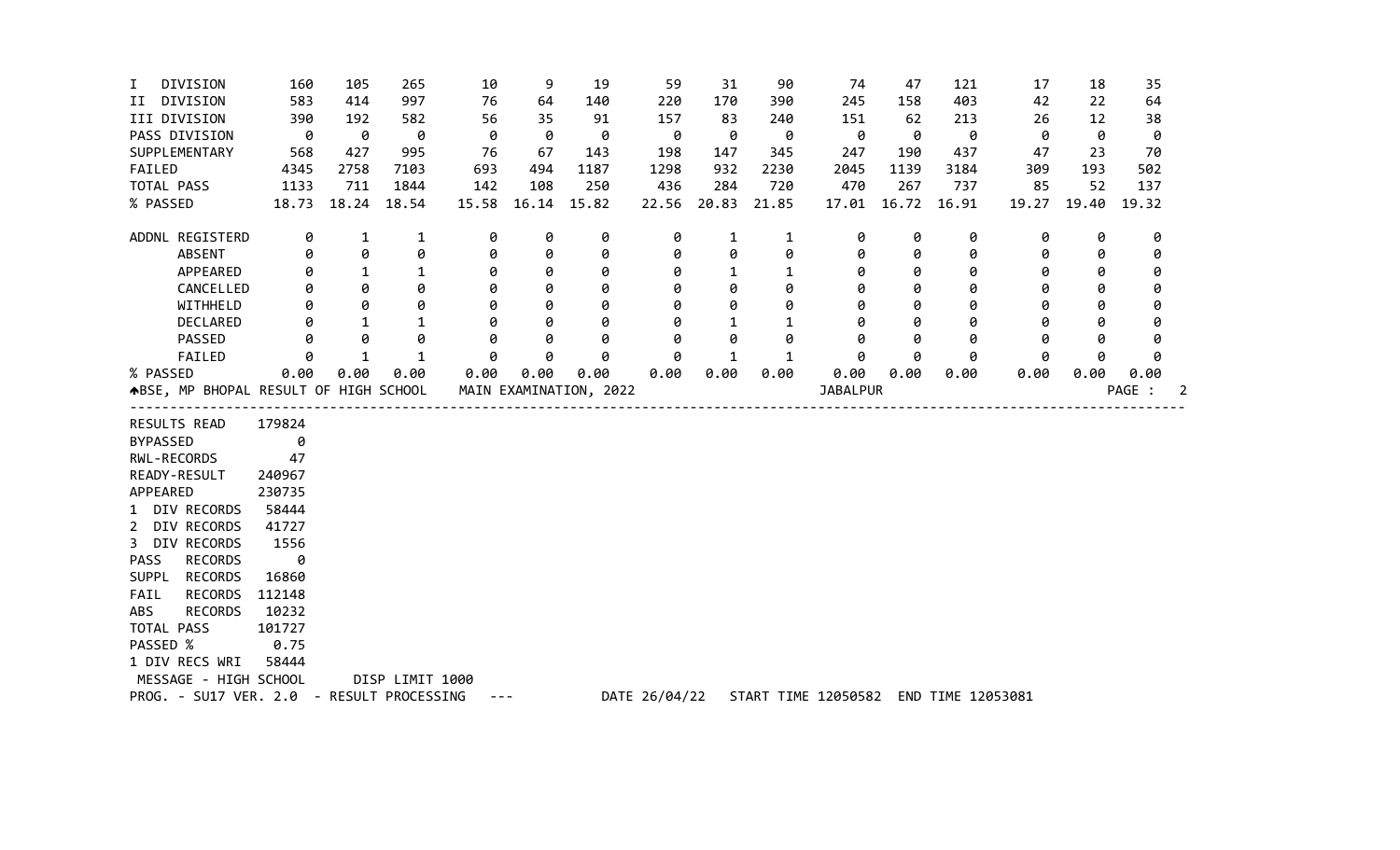| | | | | | | | | | | | | | | | |
|---|---|---|---|---|---|---|---|---|---|---|---|---|---|---|---|
| I DIVISION | 160 | 105 | 265 | 10 | 9 | 19 | 59 | 31 | 90 | 74 | 47 | 121 | 17 | 18 | 35 |
| II DIVISION | 583 | 414 | 997 | 76 | 64 | 140 | 220 | 170 | 390 | 245 | 158 | 403 | 42 | 22 | 64 |
| III DIVISION | 390 | 192 | 582 | 56 | 35 | 91 | 157 | 83 | 240 | 151 | 62 | 213 | 26 | 12 | 38 |
| PASS DIVISION | 0 | 0 | 0 | 0 | 0 | 0 | 0 | 0 | 0 | 0 | 0 | 0 | 0 | 0 | 0 |
| SUPPLEMENTARY | 568 | 427 | 995 | 76 | 67 | 143 | 198 | 147 | 345 | 247 | 190 | 437 | 47 | 23 | 70 |
| FAILED | 4345 | 2758 | 7103 | 693 | 494 | 1187 | 1298 | 932 | 2230 | 2045 | 1139 | 3184 | 309 | 193 | 502 |
| TOTAL PASS | 1133 | 711 | 1844 | 142 | 108 | 250 | 436 | 284 | 720 | 470 | 267 | 737 | 85 | 52 | 137 |
| % PASSED | 18.73 | 18.24 | 18.54 | 15.58 | 16.14 | 15.82 | 22.56 | 20.83 | 21.85 | 17.01 | 16.72 | 16.91 | 19.27 | 19.40 | 19.32 |
| ADDNL REGISTERD | 0 | 1 | 1 | 0 | 0 | 0 | 0 | 1 | 1 | 0 | 0 | 0 | 0 | 0 | 0 |
| ABSENT | 0 | 0 | 0 | 0 | 0 | 0 | 0 | 0 | 0 | 0 | 0 | 0 | 0 | 0 | 0 |
| APPEARED | 0 | 1 | 1 | 0 | 0 | 0 | 0 | 1 | 1 | 0 | 0 | 0 | 0 | 0 | 0 |
| CANCELLED | 0 | 0 | 0 | 0 | 0 | 0 | 0 | 0 | 0 | 0 | 0 | 0 | 0 | 0 | 0 |
| WITHHELD | 0 | 0 | 0 | 0 | 0 | 0 | 0 | 0 | 0 | 0 | 0 | 0 | 0 | 0 | 0 |
| DECLARED | 0 | 1 | 1 | 0 | 0 | 0 | 0 | 1 | 1 | 0 | 0 | 0 | 0 | 0 | 0 |
| PASSED | 0 | 0 | 0 | 0 | 0 | 0 | 0 | 0 | 0 | 0 | 0 | 0 | 0 | 0 | 0 |
| FAILED | 0 | 1 | 1 | 0 | 0 | 0 | 0 | 1 | 1 | 0 | 0 | 0 | 0 | 0 | 0 |
| % PASSED | 0.00 | 0.00 | 0.00 | 0.00 | 0.00 | 0.00 | 0.00 | 0.00 | 0.00 | 0.00 | 0.00 | 0.00 | 0.00 | 0.00 | 0.00 |

BSE, MP BHOPAL RESULT OF HIGH SCHOOL MAIN EXAMINATION, 2022 JABALPUR

| | |
|---|---|
| RESULTS READ | 179824 |
| BYPASSED | 0 |
| RWL-RECORDS | 47 |
| READY-RESULT | 240967 |
| APPEARED | 230735 |
| 1 DIV RECORDS | 58444 |
| 2 DIV RECORDS | 41727 |
| 3 DIV RECORDS | 1556 |
| PASS RECORDS | 0 |
| SUPPL RECORDS | 16860 |
| FAIL RECORDS | 112148 |
| ABS RECORDS | 10232 |
| TOTAL PASS | 101727 |
| PASSED % | 0.75 |
| 1 DIV RECS WRI | 58444 |

MESSAGE - HIGH SCHOOL DISP LIMIT 1000

PROG. - SU17 VER. 2.0 - RESULT PROCESSING --- DATE 26/04/22 START TIME 12050582 END TIME 12053081